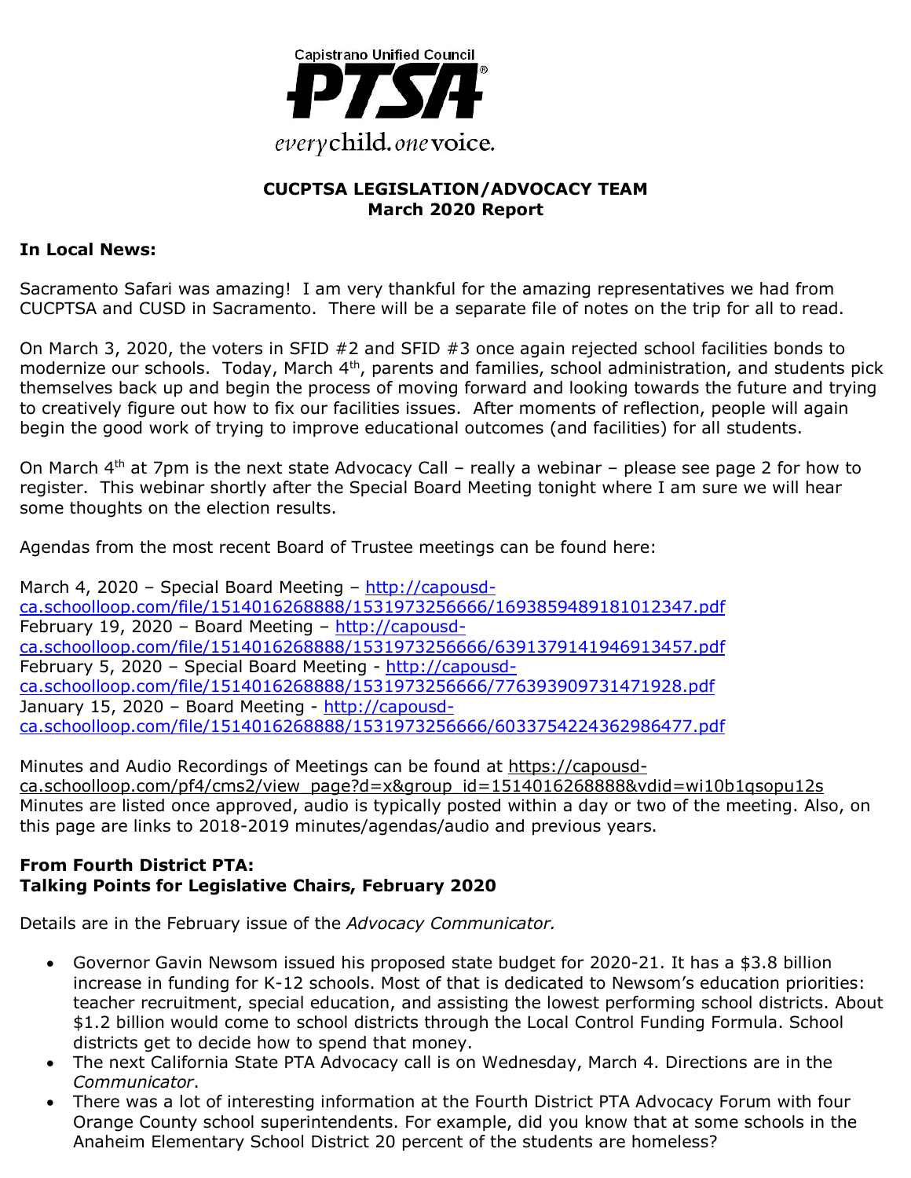Capistrano Unified Council

PTSA

every child. one voice.

## CUCPTSA LEGISLATION/ADVOCACY TEAM
## March 2020 Report

**In Local News:**

Sacramento Safari was amazing! I am very thankful for the amazing representatives we had from CUCPTSA and CUSD in Sacramento. There will be a separate file of notes on the trip for all to read.

On March 3, 2020, the voters in SFID #2 and SFID #3 once again rejected school facilities bonds to modernize our schools. Today, March 4th, parents and families, school administration, and students pick themselves back up and begin the process of moving forward and looking towards the future and trying to creatively figure out how to fix our facilities issues. After moments of reflection, people will again begin the good work of trying to improve educational outcomes (and facilities) for all students.

On March 4th at 7pm is the next state Advocacy Call – really a webinar – please see page 2 for how to register. This webinar shortly after the Special Board Meeting tonight where I am sure we will hear some thoughts on the election results.

Agendas from the most recent Board of Trustee meetings can be found here:

March 4, 2020 – Special Board Meeting – http://capousd-ca.schoolloop.com/file/1514016268888/1531973256666/1693859489181012347.pdf
February 19, 2020 – Board Meeting – http://capousd-ca.schoolloop.com/file/1514016268888/1531973256666/6391379141946913457.pdf
February 5, 2020 – Special Board Meeting - http://capousd-ca.schoolloop.com/file/1514016268888/1531973256666/776393909731471928.pdf
January 15, 2020 – Board Meeting - http://capousd-ca.schoolloop.com/file/1514016268888/1531973256666/6033754224362986477.pdf

Minutes and Audio Recordings of Meetings can be found at https://capousd-ca.schoolloop.com/pf4/cms2/view_page?d=x&group_id=1514016268888&vdid=wi10b1qsopu12s
Minutes are listed once approved, audio is typically posted within a day or two of the meeting. Also, on this page are links to 2018-2019 minutes/agendas/audio and previous years.

**From Fourth District PTA:**
**Talking Points for Legislative Chairs, February 2020**

Details are in the February issue of the *Advocacy Communicator.*

- Governor Gavin Newsom issued his proposed state budget for 2020-21. It has a $3.8 billion increase in funding for K-12 schools. Most of that is dedicated to Newsom's education priorities: teacher recruitment, special education, and assisting the lowest performing school districts. About $1.2 billion would come to school districts through the Local Control Funding Formula. School districts get to decide how to spend that money.
- The next California State PTA Advocacy call is on Wednesday, March 4. Directions are in the *Communicator*.
- There was a lot of interesting information at the Fourth District PTA Advocacy Forum with four Orange County school superintendents. For example, did you know that at some schools in the Anaheim Elementary School District 20 percent of the students are homeless?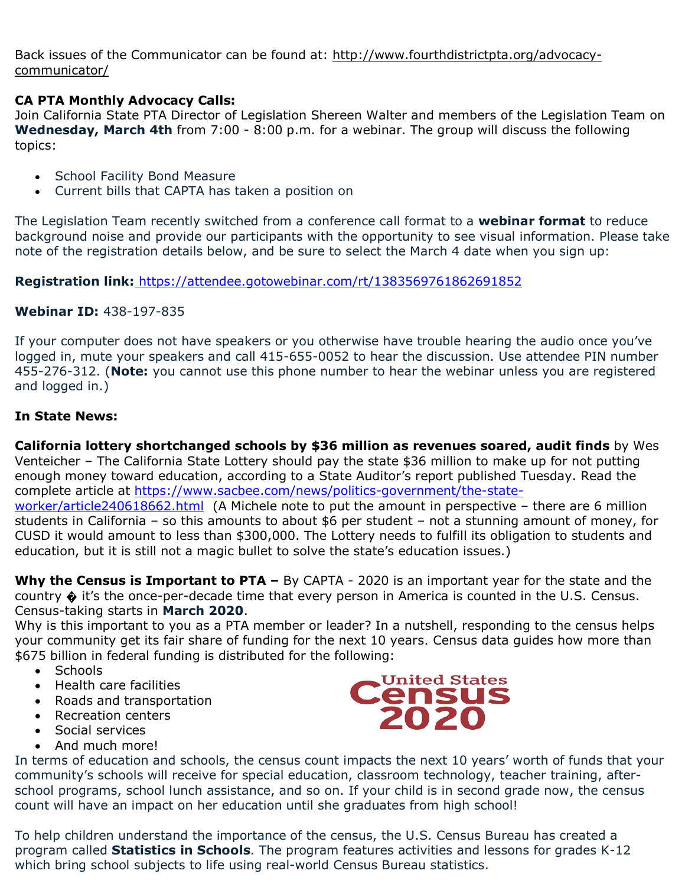Back issues of the Communicator can be found at: http://www.fourthdistrictpta.org/advocacy-communicator/

**CA PTA Monthly Advocacy Calls:**
Join California State PTA Director of Legislation Shereen Walter and members of the Legislation Team on **Wednesday, March 4th** from 7:00 - 8:00 p.m. for a webinar. The group will discuss the following topics:

- School Facility Bond Measure
- Current bills that CAPTA has taken a position on

The Legislation Team recently switched from a conference call format to a **webinar format** to reduce background noise and provide our participants with the opportunity to see visual information. Please take note of the registration details below, and be sure to select the March 4 date when you sign up:

**Registration link:** https://attendee.gotowebinar.com/rt/1383569761862691852

**Webinar ID:** 438-197-835

If your computer does not have speakers or you otherwise have trouble hearing the audio once you've logged in, mute your speakers and call 415-655-0052 to hear the discussion. Use attendee PIN number 455-276-312. (**Note:** you cannot use this phone number to hear the webinar unless you are registered and logged in.)

**In State News:**

**California lottery shortchanged schools by $36 million as revenues soared, audit finds** by Wes Venteicher – The California State Lottery should pay the state $36 million to make up for not putting enough money toward education, according to a State Auditor's report published Tuesday. Read the complete article at https://www.sacbee.com/news/politics-government/the-state-worker/article240618662.html (A Michele note to put the amount in perspective – there are 6 million students in California – so this amounts to about $6 per student – not a stunning amount of money, for CUSD it would amount to less than $300,000. The Lottery needs to fulfill its obligation to students and education, but it is still not a magic bullet to solve the state's education issues.)

**Why the Census is Important to PTA –** By CAPTA - 2020 is an important year for the state and the country � it's the once-per-decade time that every person in America is counted in the U.S. Census. Census-taking starts in **March 2020**.
Why is this important to you as a PTA member or leader? In a nutshell, responding to the census helps your community get its fair share of funding for the next 10 years. Census data guides how more than $675 billion in federal funding is distributed for the following:

- Schools
- Health care facilities
- Roads and transportation
- Recreation centers
- Social services
- And much more!

United States Census 2020

In terms of education and schools, the census count impacts the next 10 years' worth of funds that your community's schools will receive for special education, classroom technology, teacher training, after-school programs, school lunch assistance, and so on. If your child is in second grade now, the census count will have an impact on her education until she graduates from high school!

To help children understand the importance of the census, the U.S. Census Bureau has created a program called **Statistics in Schools**. The program features activities and lessons for grades K-12 which bring school subjects to life using real-world Census Bureau statistics.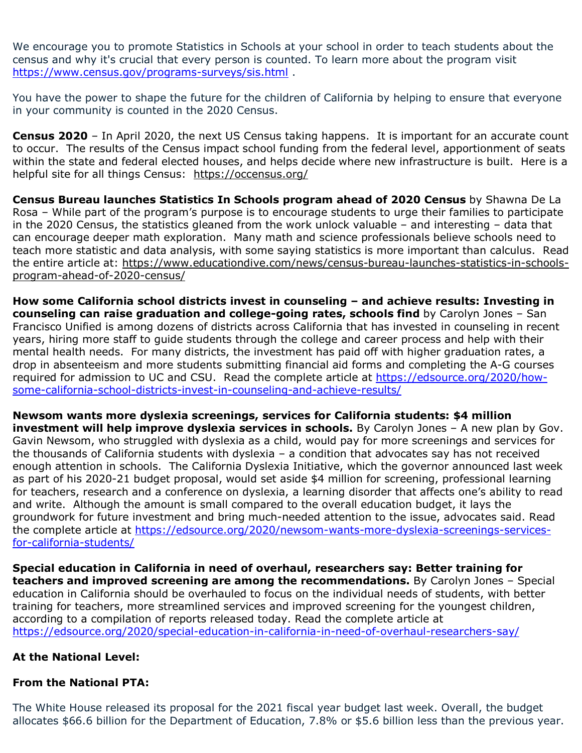We encourage you to promote Statistics in Schools at your school in order to teach students about the census and why it's crucial that every person is counted. To learn more about the program visit https://www.census.gov/programs-surveys/sis.html .

You have the power to shape the future for the children of California by helping to ensure that everyone in your community is counted in the 2020 Census.

**Census 2020** – In April 2020, the next US Census taking happens. It is important for an accurate count to occur. The results of the Census impact school funding from the federal level, apportionment of seats within the state and federal elected houses, and helps decide where new infrastructure is built. Here is a helpful site for all things Census: https://occensus.org/

**Census Bureau launches Statistics In Schools program ahead of 2020 Census** by Shawna De La Rosa – While part of the program's purpose is to encourage students to urge their families to participate in the 2020 Census, the statistics gleaned from the work unlock valuable – and interesting – data that can encourage deeper math exploration. Many math and science professionals believe schools need to teach more statistic and data analysis, with some saying statistics is more important than calculus. Read the entire article at: https://www.educationdive.com/news/census-bureau-launches-statistics-in-schools-program-ahead-of-2020-census/

**How some California school districts invest in counseling – and achieve results: Investing in counseling can raise graduation and college-going rates, schools find** by Carolyn Jones – San Francisco Unified is among dozens of districts across California that has invested in counseling in recent years, hiring more staff to guide students through the college and career process and help with their mental health needs. For many districts, the investment has paid off with higher graduation rates, a drop in absenteeism and more students submitting financial aid forms and completing the A-G courses required for admission to UC and CSU. Read the complete article at https://edsource.org/2020/how-some-california-school-districts-invest-in-counseling-and-achieve-results/

**Newsom wants more dyslexia screenings, services for California students: $4 million investment will help improve dyslexia services in schools.** By Carolyn Jones – A new plan by Gov. Gavin Newsom, who struggled with dyslexia as a child, would pay for more screenings and services for the thousands of California students with dyslexia – a condition that advocates say has not received enough attention in schools. The California Dyslexia Initiative, which the governor announced last week as part of his 2020-21 budget proposal, would set aside $4 million for screening, professional learning for teachers, research and a conference on dyslexia, a learning disorder that affects one's ability to read and write. Although the amount is small compared to the overall education budget, it lays the groundwork for future investment and bring much-needed attention to the issue, advocates said. Read the complete article at https://edsource.org/2020/newsom-wants-more-dyslexia-screenings-services-for-california-students/

**Special education in California in need of overhaul, researchers say: Better training for teachers and improved screening are among the recommendations.** By Carolyn Jones – Special education in California should be overhauled to focus on the individual needs of students, with better training for teachers, more streamlined services and improved screening for the youngest children, according to a compilation of reports released today. Read the complete article at https://edsource.org/2020/special-education-in-california-in-need-of-overhaul-researchers-say/

**At the National Level:**

**From the National PTA:**

The White House released its proposal for the 2021 fiscal year budget last week. Overall, the budget allocates $66.6 billion for the Department of Education, 7.8% or $5.6 billion less than the previous year.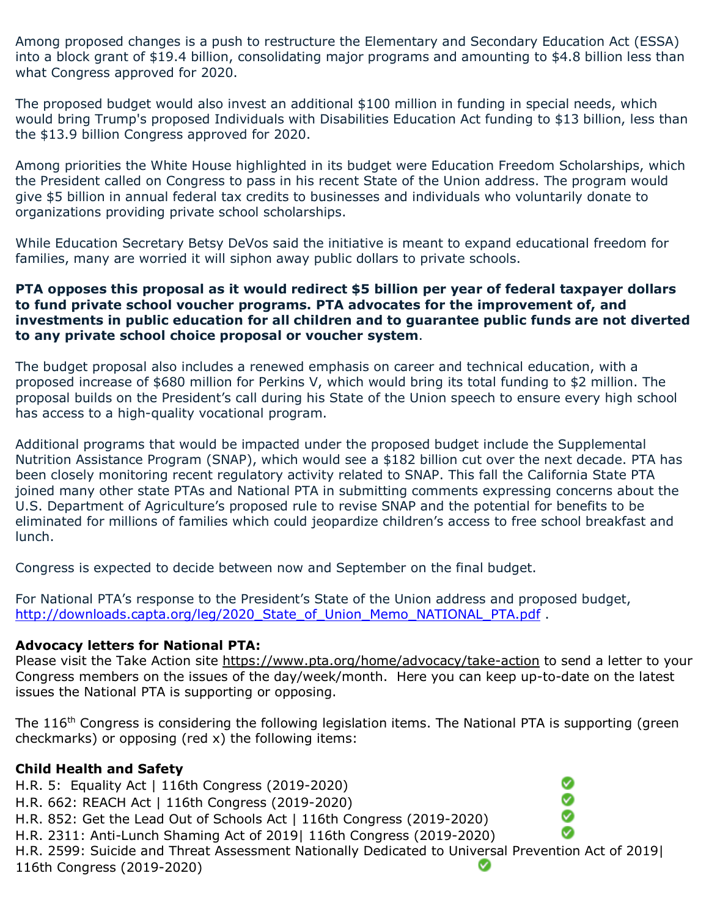Among proposed changes is a push to restructure the Elementary and Secondary Education Act (ESSA) into a block grant of $19.4 billion, consolidating major programs and amounting to $4.8 billion less than what Congress approved for 2020.

The proposed budget would also invest an additional $100 million in funding in special needs, which would bring Trump's proposed Individuals with Disabilities Education Act funding to $13 billion, less than the $13.9 billion Congress approved for 2020.

Among priorities the White House highlighted in its budget were Education Freedom Scholarships, which the President called on Congress to pass in his recent State of the Union address. The program would give $5 billion in annual federal tax credits to businesses and individuals who voluntarily donate to organizations providing private school scholarships.

While Education Secretary Betsy DeVos said the initiative is meant to expand educational freedom for families, many are worried it will siphon away public dollars to private schools.

**PTA opposes this proposal as it would redirect $5 billion per year of federal taxpayer dollars to fund private school voucher programs. PTA advocates for the improvement of, and investments in public education for all children and to guarantee public funds are not diverted to any private school choice proposal or voucher system**.

The budget proposal also includes a renewed emphasis on career and technical education, with a proposed increase of $680 million for Perkins V, which would bring its total funding to $2 million. The proposal builds on the President's call during his State of the Union speech to ensure every high school has access to a high-quality vocational program.

Additional programs that would be impacted under the proposed budget include the Supplemental Nutrition Assistance Program (SNAP), which would see a $182 billion cut over the next decade. PTA has been closely monitoring recent regulatory activity related to SNAP. This fall the California State PTA joined many other state PTAs and National PTA in submitting comments expressing concerns about the U.S. Department of Agriculture's proposed rule to revise SNAP and the potential for benefits to be eliminated for millions of families which could jeopardize children's access to free school breakfast and lunch.

Congress is expected to decide between now and September on the final budget.

For National PTA's response to the President's State of the Union address and proposed budget, http://downloads.capta.org/leg/2020_State_of_Union_Memo_NATIONAL_PTA.pdf .

**Advocacy letters for National PTA:**
Please visit the Take Action site https://www.pta.org/home/advocacy/take-action to send a letter to your Congress members on the issues of the day/week/month. Here you can keep up-to-date on the latest issues the National PTA is supporting or opposing.

The 116th Congress is considering the following legislation items. The National PTA is supporting (green checkmarks) or opposing (red x) the following items:

**Child Health and Safety**
H.R. 5: Equality Act | 116th Congress (2019-2020) ✓
H.R. 662: REACH Act | 116th Congress (2019-2020) ✓
H.R. 852: Get the Lead Out of Schools Act | 116th Congress (2019-2020) ✓
H.R. 2311: Anti-Lunch Shaming Act of 2019| 116th Congress (2019-2020) ✓
H.R. 2599: Suicide and Threat Assessment Nationally Dedicated to Universal Prevention Act of 2019| 116th Congress (2019-2020) ✓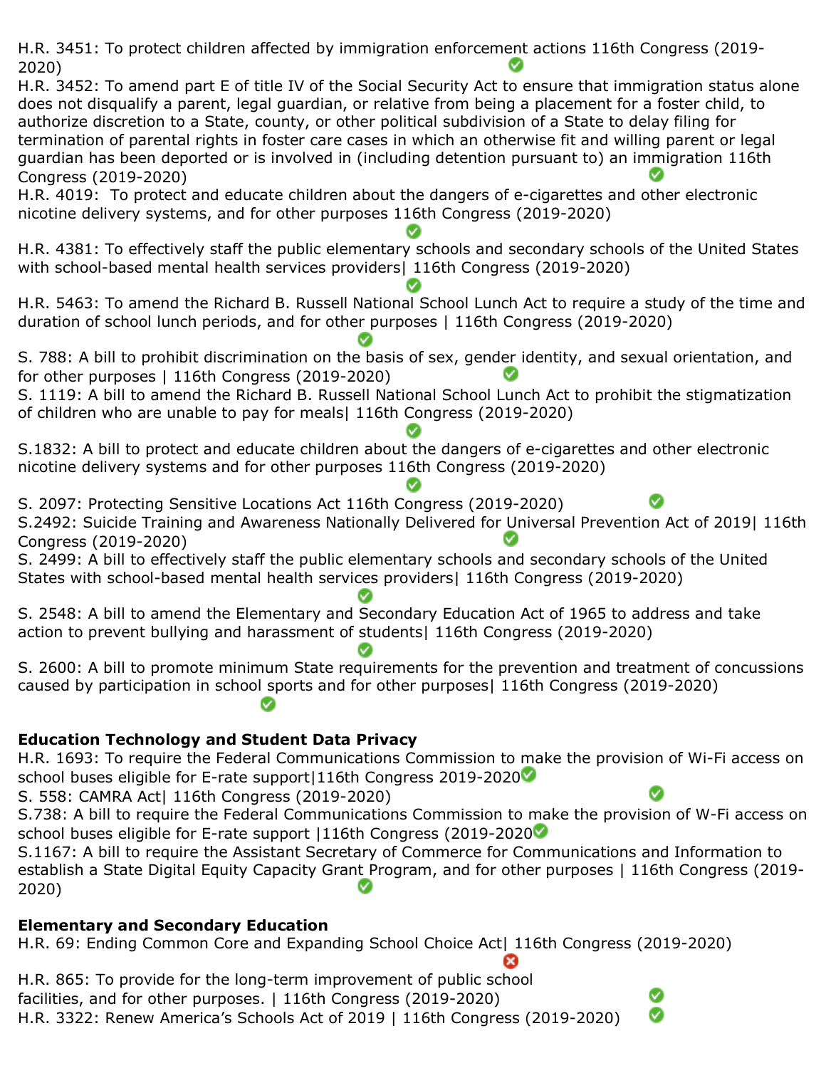H.R. 3451: To protect children affected by immigration enforcement actions 116th Congress (2019-2020) ✅

H.R. 3452: To amend part E of title IV of the Social Security Act to ensure that immigration status alone does not disqualify a parent, legal guardian, or relative from being a placement for a foster child, to authorize discretion to a State, county, or other political subdivision of a State to delay filing for termination of parental rights in foster care cases in which an otherwise fit and willing parent or legal guardian has been deported or is involved in (including detention pursuant to) an immigration 116th Congress (2019-2020) ✅

H.R. 4019: To protect and educate children about the dangers of e-cigarettes and other electronic nicotine delivery systems, and for other purposes 116th Congress (2019-2020) ✅

H.R. 4381: To effectively staff the public elementary schools and secondary schools of the United States with school-based mental health services providers| 116th Congress (2019-2020) ✅

H.R. 5463: To amend the Richard B. Russell National School Lunch Act to require a study of the time and duration of school lunch periods, and for other purposes | 116th Congress (2019-2020) ✅

S. 788: A bill to prohibit discrimination on the basis of sex, gender identity, and sexual orientation, and for other purposes | 116th Congress (2019-2020) ✅

S. 1119: A bill to amend the Richard B. Russell National School Lunch Act to prohibit the stigmatization of children who are unable to pay for meals| 116th Congress (2019-2020) ✅

S.1832: A bill to protect and educate children about the dangers of e-cigarettes and other electronic nicotine delivery systems and for other purposes 116th Congress (2019-2020) ✅

S. 2097: Protecting Sensitive Locations Act 116th Congress (2019-2020) ✅

S.2492: Suicide Training and Awareness Nationally Delivered for Universal Prevention Act of 2019| 116th Congress (2019-2020) ✅

S. 2499: A bill to effectively staff the public elementary schools and secondary schools of the United States with school-based mental health services providers| 116th Congress (2019-2020) ✅

S. 2548: A bill to amend the Elementary and Secondary Education Act of 1965 to address and take action to prevent bullying and harassment of students| 116th Congress (2019-2020) ✅

S. 2600: A bill to promote minimum State requirements for the prevention and treatment of concussions caused by participation in school sports and for other purposes| 116th Congress (2019-2020) ✅

**Education Technology and Student Data Privacy**

H.R. 1693: To require the Federal Communications Commission to make the provision of Wi-Fi access on school buses eligible for E-rate support|116th Congress 2019-2020 ✅

S. 558: CAMRA Act| 116th Congress (2019-2020) ✅

S.738: A bill to require the Federal Communications Commission to make the provision of W-Fi access on school buses eligible for E-rate support |116th Congress (2019-2020 ✅

S.1167: A bill to require the Assistant Secretary of Commerce for Communications and Information to establish a State Digital Equity Capacity Grant Program, and for other purposes | 116th Congress (2019-2020) ✅

**Elementary and Secondary Education**

H.R. 69: Ending Common Core and Expanding School Choice Act| 116th Congress (2019-2020) ❌

H.R. 865: To provide for the long-term improvement of public school facilities, and for other purposes. | 116th Congress (2019-2020) ✅

H.R. 3322: Renew America's Schools Act of 2019 | 116th Congress (2019-2020) ✅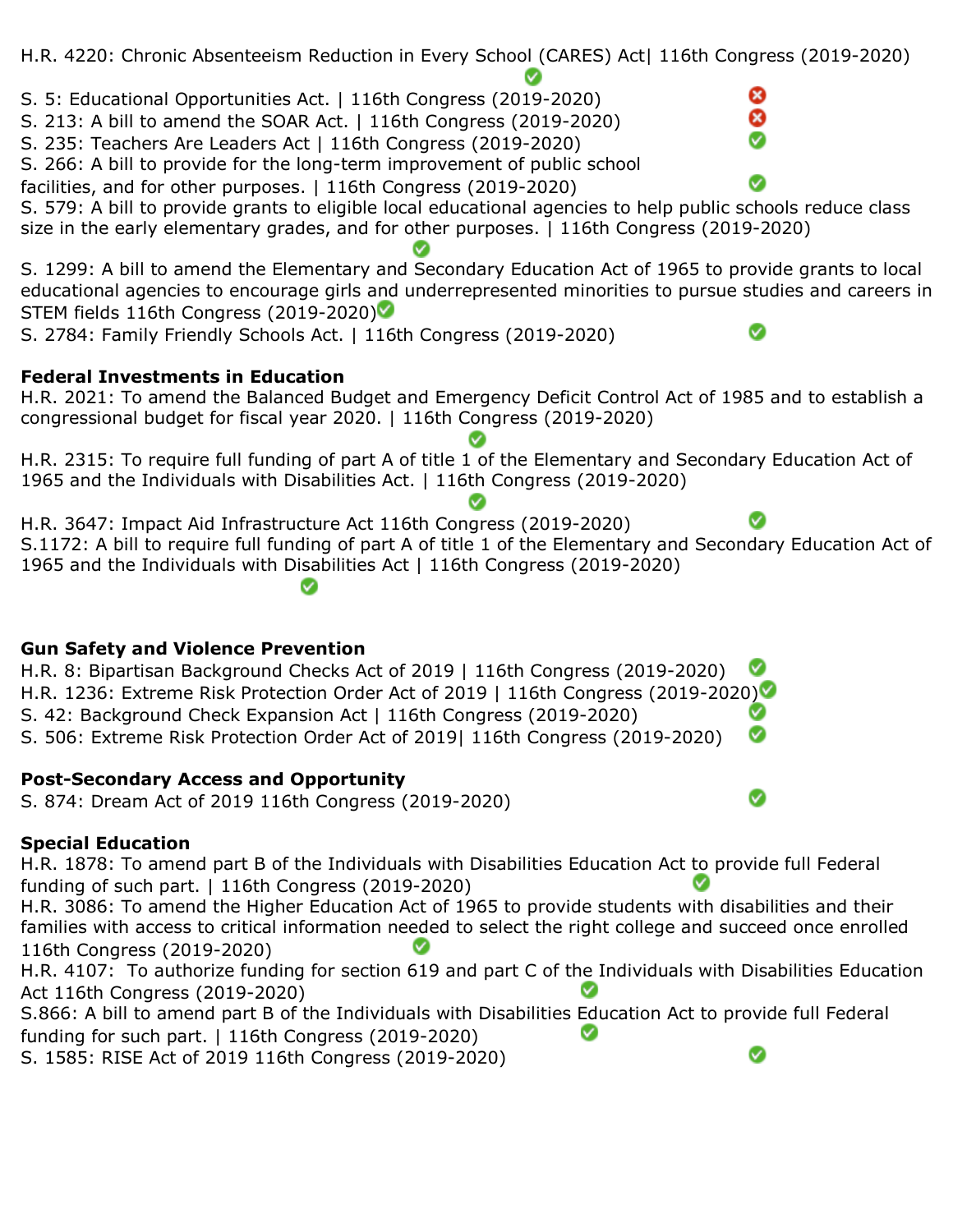H.R. 4220: Chronic Absenteeism Reduction in Every School (CARES) Act| 116th Congress (2019-2020) ✅

S. 5: Educational Opportunities Act. | 116th Congress (2019-2020) ❌
S. 213: A bill to amend the SOAR Act. | 116th Congress (2019-2020) ❌
S. 235: Teachers Are Leaders Act | 116th Congress (2019-2020) ✅
S. 266: A bill to provide for the long-term improvement of public school facilities, and for other purposes. | 116th Congress (2019-2020) ✅
S. 579: A bill to provide grants to eligible local educational agencies to help public schools reduce class size in the early elementary grades, and for other purposes. | 116th Congress (2019-2020) ✅

S. 1299: A bill to amend the Elementary and Secondary Education Act of 1965 to provide grants to local educational agencies to encourage girls and underrepresented minorities to pursue studies and careers in STEM fields 116th Congress (2019-2020) ✅
S. 2784: Family Friendly Schools Act. | 116th Congress (2019-2020) ✅

**Federal Investments in Education**
H.R. 2021: To amend the Balanced Budget and Emergency Deficit Control Act of 1985 and to establish a congressional budget for fiscal year 2020. | 116th Congress (2019-2020) ✅

H.R. 2315: To require full funding of part A of title 1 of the Elementary and Secondary Education Act of 1965 and the Individuals with Disabilities Act. | 116th Congress (2019-2020) ✅

H.R. 3647: Impact Aid Infrastructure Act 116th Congress (2019-2020) ✅
S.1172: A bill to require full funding of part A of title 1 of the Elementary and Secondary Education Act of 1965 and the Individuals with Disabilities Act | 116th Congress (2019-2020) ✅

**Gun Safety and Violence Prevention**
H.R. 8: Bipartisan Background Checks Act of 2019 | 116th Congress (2019-2020) ✅
H.R. 1236: Extreme Risk Protection Order Act of 2019 | 116th Congress (2019-2020) ✅
S. 42: Background Check Expansion Act | 116th Congress (2019-2020) ✅
S. 506: Extreme Risk Protection Order Act of 2019| 116th Congress (2019-2020) ✅

**Post-Secondary Access and Opportunity**
S. 874: Dream Act of 2019 116th Congress (2019-2020) ✅

**Special Education**
H.R. 1878: To amend part B of the Individuals with Disabilities Education Act to provide full Federal funding of such part. | 116th Congress (2019-2020) ✅
H.R. 3086: To amend the Higher Education Act of 1965 to provide students with disabilities and their families with access to critical information needed to select the right college and succeed once enrolled 116th Congress (2019-2020) ✅
H.R. 4107: To authorize funding for section 619 and part C of the Individuals with Disabilities Education Act 116th Congress (2019-2020) ✅
S.866: A bill to amend part B of the Individuals with Disabilities Education Act to provide full Federal funding for such part. | 116th Congress (2019-2020) ✅
S. 1585: RISE Act of 2019 116th Congress (2019-2020) ✅